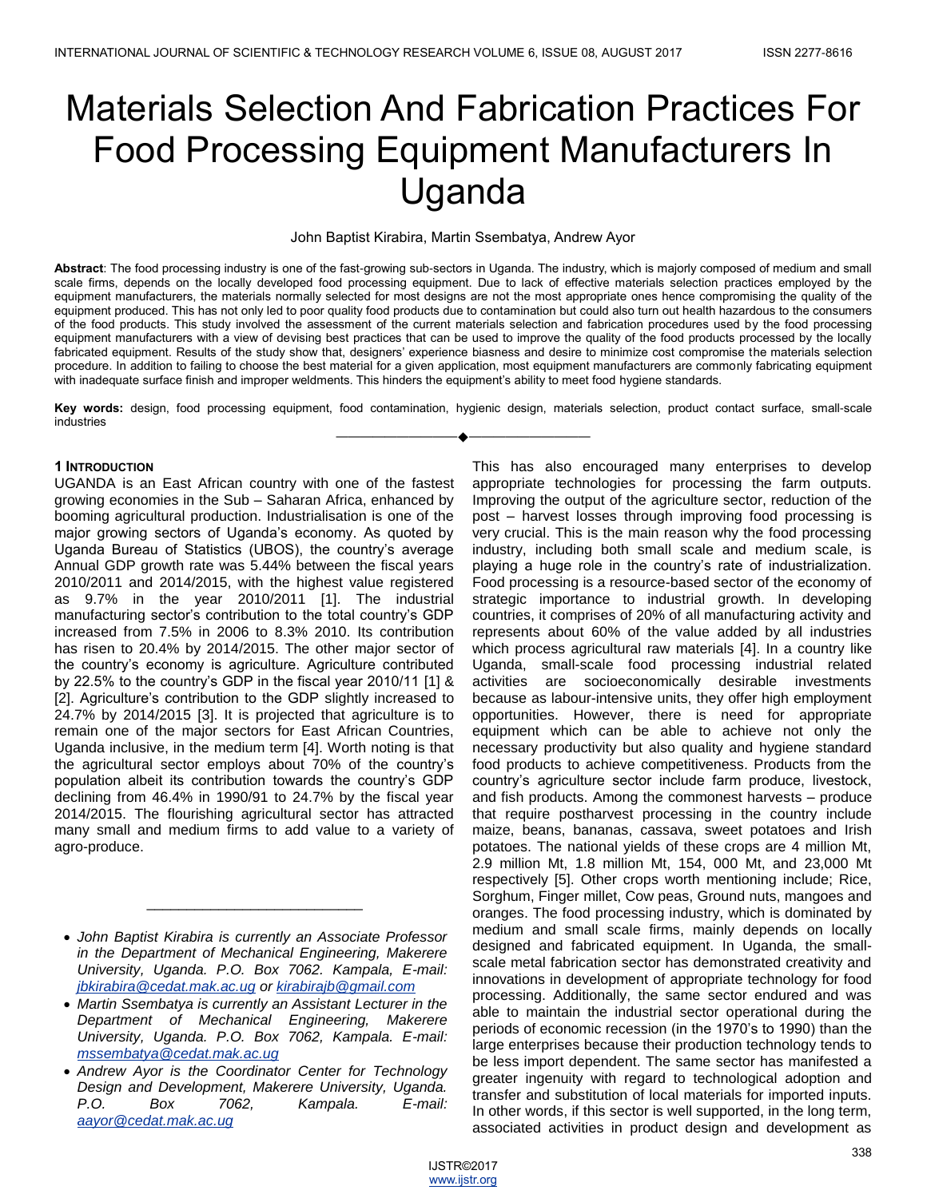# Materials Selection And Fabrication Practices For Food Processing Equipment Manufacturers In Uganda

John Baptist Kirabira, Martin Ssembatya, Andrew Ayor

**Abstract**: The food processing industry is one of the fast-growing sub-sectors in Uganda. The industry, which is majorly composed of medium and small scale firms, depends on the locally developed food processing equipment. Due to lack of effective materials selection practices employed by the equipment manufacturers, the materials normally selected for most designs are not the most appropriate ones hence compromising the quality of the equipment produced. This has not only led to poor quality food products due to contamination but could also turn out health hazardous to the consumers of the food products. This study involved the assessment of the current materials selection and fabrication procedures used by the food processing equipment manufacturers with a view of devising best practices that can be used to improve the quality of the food products processed by the locally fabricated equipment. Results of the study show that, designers' experience biasness and desire to minimize cost compromise the materials selection procedure. In addition to failing to choose the best material for a given application, most equipment manufacturers are commonly fabricating equipment with inadequate surface finish and improper weldments. This hinders the equipment's ability to meet food hygiene standards.

**Key words:** design, food processing equipment, food contamination, hygienic design, materials selection, product contact surface, small-scale industries

---

## 1 Introduction

UGANDA is an East African country with one of the fastest growing economies in the Sub – Saharan Africa, enhanced by booming agricultural production. Industrialisation is one of the major growing sectors of Uganda's economy. As quoted by Uganda Bureau of Statistics (UBOS), the country's average Annual GDP growth rate was 5.44% between the fiscal years 2010/2011 and 2014/2015, with the highest value registered as 9.7% in the year 2010/2011 [1]. The industrial manufacturing sector's contribution to the total country's GDP increased from 7.5% in 2006 to 8.3% 2010. Its contribution has risen to 20.4% by 2014/2015. The other major sector of the country's economy is agriculture. Agriculture contributed by 22.5% to the country's GDP in the fiscal year 2010/11 [1] & [2]. Agriculture's contribution to the GDP slightly increased to 24.7% by 2014/2015 [3]. It is projected that agriculture is to remain one of the major sectors for East African Countries, Uganda inclusive, in the medium term [4]. Worth noting is that the agricultural sector employs about 70% of the country's population albeit its contribution towards the country's GDP declining from 46.4% in 1990/91 to 24.7% by the fiscal year 2014/2015. The flourishing agricultural sector has attracted many small and medium firms to add value to a variety of agro-produce.

This has also encouraged many enterprises to develop appropriate technologies for processing the farm outputs. Improving the output of the agriculture sector, reduction of the post – harvest losses through improving food processing is very crucial. This is the main reason why the food processing industry, including both small scale and medium scale, is playing a huge role in the country's rate of industrialization. Food processing is a resource-based sector of the economy of strategic importance to industrial growth. In developing countries, it comprises of 20% of all manufacturing activity and represents about 60% of the value added by all industries which process agricultural raw materials [4]. In a country like Uganda, small-scale food processing industrial related activities are socioeconomically desirable investments because as labour-intensive units, they offer high employment opportunities. However, there is need for appropriate equipment which can be able to achieve not only the necessary productivity but also quality and hygiene standard food products to achieve competitiveness. Products from the country's agriculture sector include farm produce, livestock, and fish products. Among the commonest harvests – produce that require postharvest processing in the country include maize, beans, bananas, cassava, sweet potatoes and Irish potatoes. The national yields of these crops are 4 million Mt, 2.9 million Mt, 1.8 million Mt, 154, 000 Mt, and 23,000 Mt respectively [5]. Other crops worth mentioning include; Rice, Sorghum, Finger millet, Cow peas, Ground nuts, mangoes and oranges. The food processing industry, which is dominated by medium and small scale firms, mainly depends on locally designed and fabricated equipment. In Uganda, the small-scale metal fabrication sector has demonstrated creativity and innovations in development of appropriate technology for food processing. Additionally, the same sector endured and was able to maintain the industrial sector operational during the periods of economic recession (in the 1970's to 1990) than the large enterprises because their production technology tends to be less import dependent. The same sector has manifested a greater ingenuity with regard to technological adoption and transfer and substitution of local materials for imported inputs. In other words, if this sector is well supported, in the long term, associated activities in product design and development as

---

- *John Baptist Kirabira is currently an Associate Professor in the Department of Mechanical Engineering, Makerere University, Uganda. P.O. Box 7062. Kampala, E-mail: jbkirabira@cedat.mak.ac.ug or kirabirajb@gmail.com*
- *Martin Ssembatya is currently an Assistant Lecturer in the Department of Mechanical Engineering, Makerere University, Uganda. P.O. Box 7062, Kampala. E-mail: mssembatya@cedat.mak.ac.ug*
- *Andrew Ayor is the Coordinator Center for Technology Design and Development, Makerere University, Uganda. P.O. Box 7062, Kampala. E-mail: aayor@cedat.mak.ac.ug*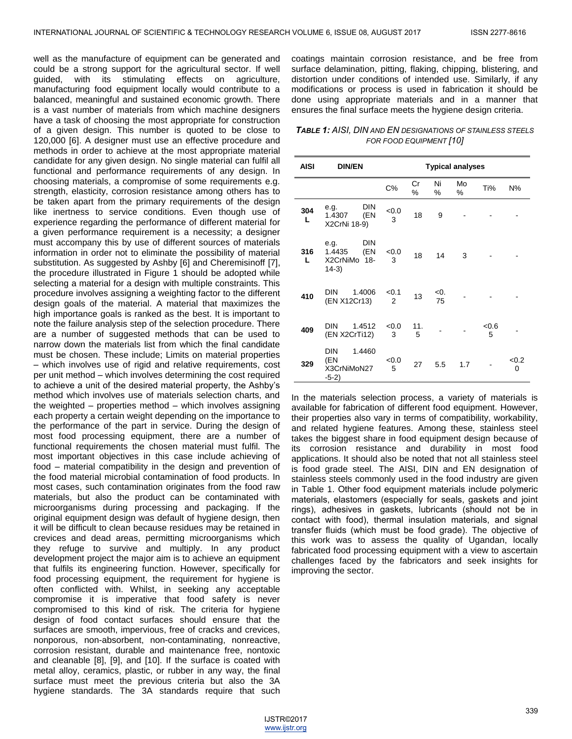well as the manufacture of equipment can be generated and could be a strong support for the agricultural sector. If well guided, with its stimulating effects on agriculture, manufacturing food equipment locally would contribute to a balanced, meaningful and sustained economic growth. There is a vast number of materials from which machine designers have a task of choosing the most appropriate for construction of a given design. This number is quoted to be close to 120,000 [6]. A designer must use an effective procedure and methods in order to achieve at the most appropriate material candidate for any given design. No single material can fulfil all functional and performance requirements of any design. In choosing materials, a compromise of some requirements e.g. strength, elasticity, corrosion resistance among others has to be taken apart from the primary requirements of the design like inertness to service conditions. Even though use of experience regarding the performance of different material for a given performance requirement is a necessity; a designer must accompany this by use of different sources of materials information in order not to eliminate the possibility of material substitution. As suggested by Ashby [6] and Cheremisinoff [7], the procedure illustrated in Figure 1 should be adopted while selecting a material for a design with multiple constraints. This procedure involves assigning a weighting factor to the different design goals of the material. A material that maximizes the high importance goals is ranked as the best. It is important to note the failure analysis step of the selection procedure. There are a number of suggested methods that can be used to narrow down the materials list from which the final candidate must be chosen. These include; Limits on material properties – which involves use of rigid and relative requirements, cost per unit method – which involves determining the cost required to achieve a unit of the desired material property, the Ashby's method which involves use of materials selection charts, and the weighted – properties method – which involves assigning each property a certain weight depending on the importance to the performance of the part in service. During the design of most food processing equipment, there are a number of functional requirements the chosen material must fulfil. The most important objectives in this case include achieving of food – material compatibility in the design and prevention of the food material microbial contamination of food products. In most cases, such contamination originates from the food raw materials, but also the product can be contaminated with microorganisms during processing and packaging. If the original equipment design was default of hygiene design, then it will be difficult to clean because residues may be retained in crevices and dead areas, permitting microorganisms which they refuge to survive and multiply. In any product development project the major aim is to achieve an equipment that fulfils its engineering function. However, specifically for food processing equipment, the requirement for hygiene is often conflicted with. Whilst, in seeking any acceptable compromise it is imperative that food safety is never compromised to this kind of risk. The criteria for hygiene design of food contact surfaces should ensure that the surfaces are smooth, impervious, free of cracks and crevices, nonporous, non-absorbent, non-contaminating, nonreactive, corrosion resistant, durable and maintenance free, nontoxic and cleanable [8], [9], and [10]. If the surface is coated with metal alloy, ceramics, plastic, or rubber in any way, the final surface must meet the previous criteria but also the 3A hygiene standards. The 3A standards require that such coatings maintain corrosion resistance, and be free from surface delamination, pitting, flaking, chipping, blistering, and distortion under conditions of intended use. Similarly, if any modifications or process is used in fabrication it should be done using appropriate materials and in a manner that ensures the final surface meets the hygiene design criteria.

***TABLE 1:*** *AISI, DIN AND EN DESIGNATIONS OF STAINLESS STEELS FOR FOOD EQUIPMENT [10]*

| AISI | DIN/EN | Typical analyses | | | | | |
|---|---|---|---|---|---|---|---|
| | | C% | Cr % | Ni % | Mo % | Ti% | N% |
| 304 L | e.g. DIN 1.4307 (EN X2CrNi 18-9) | <0.03 | 18 | 9 | - | - | - |
| 316 L | e.g. DIN 1.4435 (EN X2CrNiMo 18-14-3) | <0.03 | 18 | 14 | 3 | - | - |
| 410 | DIN 1.4006 (EN X12Cr13) | <0.12 | 13 | <0.75 | - | - | - |
| 409 | DIN 1.4512 (EN X2CrTi12) | <0.03 | 11.5 | - | - | <0.65 | - |
| 329 | DIN 1.4460 (EN X3CrNiMoN27-5-2) | <0.05 | 27 | 5.5 | 1.7 | - | <0.20 |

In the materials selection process, a variety of materials is available for fabrication of different food equipment. However, their properties also vary in terms of compatibility, workability, and related hygiene features. Among these, stainless steel takes the biggest share in food equipment design because of its corrosion resistance and durability in most food applications. It should also be noted that not all stainless steel is food grade steel. The AISI, DIN and EN designation of stainless steels commonly used in the food industry are given in Table 1. Other food equipment materials include polymeric materials, elastomers (especially for seals, gaskets and joint rings), adhesives in gaskets, lubricants (should not be in contact with food), thermal insulation materials, and signal transfer fluids (which must be food grade). The objective of this work was to assess the quality of Ugandan, locally fabricated food processing equipment with a view to ascertain challenges faced by the fabricators and seek insights for improving the sector.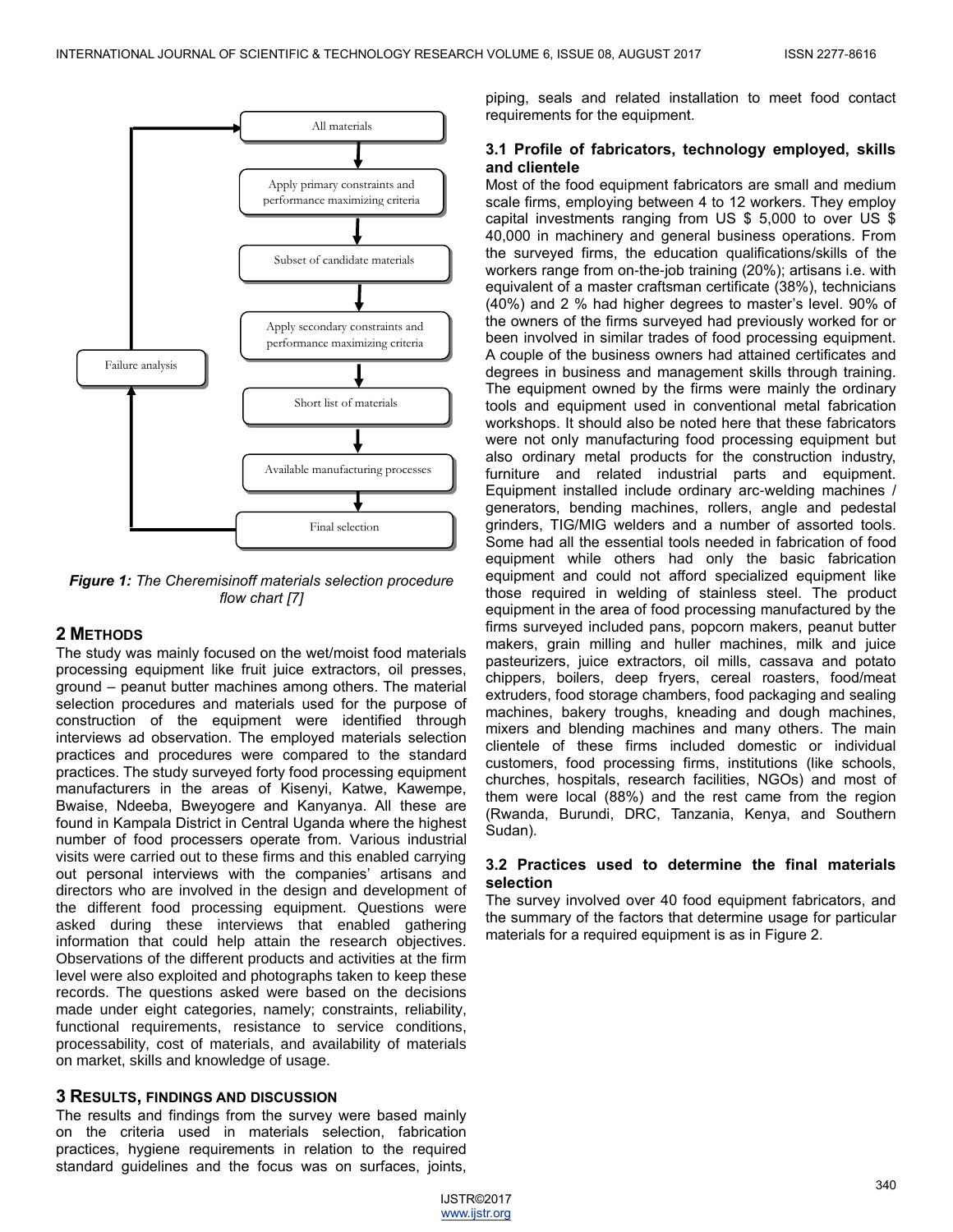All materials

Apply primary constraints and performance maximizing criteria

Subset of candidate materials

Apply secondary constraints and performance maximizing criteria

Short list of materials

Available manufacturing processes

Final selection

Failure analysis

***Figure 1:*** *The Cheremisinoff materials selection procedure flow chart [7]*

## 2 METHODS

The study was mainly focused on the wet/moist food materials processing equipment like fruit juice extractors, oil presses, ground – peanut butter machines among others. The material selection procedures and materials used for the purpose of construction of the equipment were identified through interviews ad observation. The employed materials selection practices and procedures were compared to the standard practices. The study surveyed forty food processing equipment manufacturers in the areas of Kisenyi, Katwe, Kawempe, Bwaise, Ndeeba, Bweyogere and Kanyanya. All these are found in Kampala District in Central Uganda where the highest number of food processers operate from. Various industrial visits were carried out to these firms and this enabled carrying out personal interviews with the companies' artisans and directors who are involved in the design and development of the different food processing equipment. Questions were asked during these interviews that enabled gathering information that could help attain the research objectives. Observations of the different products and activities at the firm level were also exploited and photographs taken to keep these records. The questions asked were based on the decisions made under eight categories, namely; constraints, reliability, functional requirements, resistance to service conditions, processability, cost of materials, and availability of materials on market, skills and knowledge of usage.

## 3 RESULTS, FINDINGS AND DISCUSSION

The results and findings from the survey were based mainly on the criteria used in materials selection, fabrication practices, hygiene requirements in relation to the required standard guidelines and the focus was on surfaces, joints, piping, seals and related installation to meet food contact requirements for the equipment.

### 3.1 Profile of fabricators, technology employed, skills and clientele

Most of the food equipment fabricators are small and medium scale firms, employing between 4 to 12 workers. They employ capital investments ranging from US $ 5,000 to over US $ 40,000 in machinery and general business operations. From the surveyed firms, the education qualifications/skills of the workers range from on-the-job training (20%); artisans i.e. with equivalent of a master craftsman certificate (38%), technicians (40%) and 2 % had higher degrees to master's level. 90% of the owners of the firms surveyed had previously worked for or been involved in similar trades of food processing equipment. A couple of the business owners had attained certificates and degrees in business and management skills through training. The equipment owned by the firms were mainly the ordinary tools and equipment used in conventional metal fabrication workshops. It should also be noted here that these fabricators were not only manufacturing food processing equipment but also ordinary metal products for the construction industry, furniture and related industrial parts and equipment. Equipment installed include ordinary arc-welding machines / generators, bending machines, rollers, angle and pedestal grinders, TIG/MIG welders and a number of assorted tools. Some had all the essential tools needed in fabrication of food equipment while others had only the basic fabrication equipment and could not afford specialized equipment like those required in welding of stainless steel. The product equipment in the area of food processing manufactured by the firms surveyed included pans, popcorn makers, peanut butter makers, grain milling and huller machines, milk and juice pasteurizers, juice extractors, oil mills, cassava and potato chippers, boilers, deep fryers, cereal roasters, food/meat extruders, food storage chambers, food packaging and sealing machines, bakery troughs, kneading and dough machines, mixers and blending machines and many others. The main clientele of these firms included domestic or individual customers, food processing firms, institutions (like schools, churches, hospitals, research facilities, NGOs) and most of them were local (88%) and the rest came from the region (Rwanda, Burundi, DRC, Tanzania, Kenya, and Southern Sudan).

### 3.2 Practices used to determine the final materials selection

The survey involved over 40 food equipment fabricators, and the summary of the factors that determine usage for particular materials for a required equipment is as in Figure 2.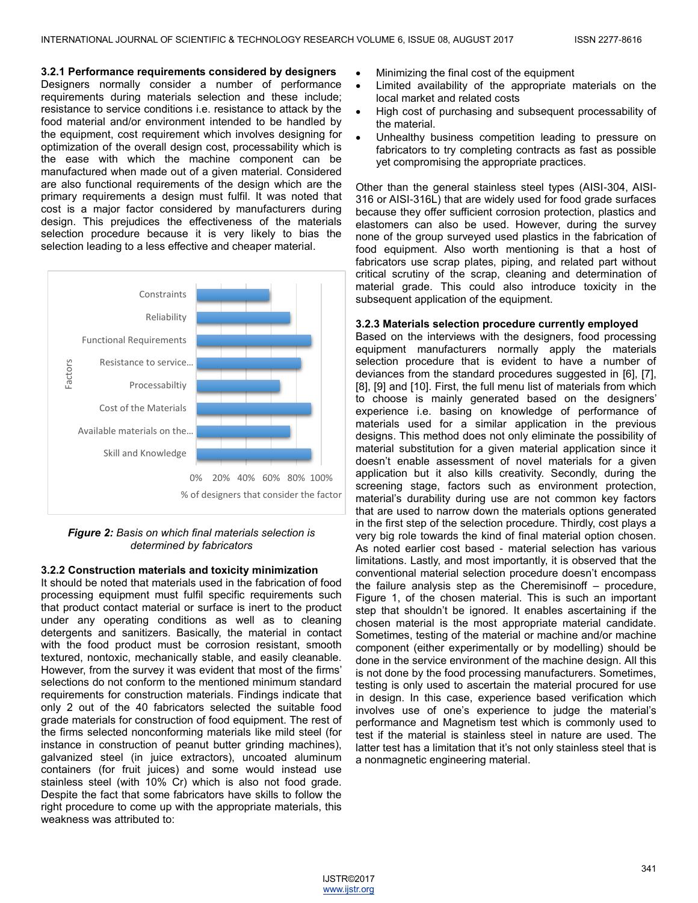### 3.2.1 Performance requirements considered by designers

Designers normally consider a number of performance requirements during materials selection and these include; resistance to service conditions i.e. resistance to attack by the food material and/or environment intended to be handled by the equipment, cost requirement which involves designing for optimization of the overall design cost, processability which is the ease with which the machine component can be manufactured when made out of a given material. Considered are also functional requirements of the design which are the primary requirements a design must fulfil. It was noted that cost is a major factor considered by manufacturers during design. This prejudices the effectiveness of the materials selection procedure because it is very likely to bias the selection leading to a less effective and cheaper material.

***Figure 2:*** *Basis on which final materials selection is determined by fabricators*

### 3.2.2 Construction materials and toxicity minimization

It should be noted that materials used in the fabrication of food processing equipment must fulfil specific requirements such that product contact material or surface is inert to the product under any operating conditions as well as to cleaning detergents and sanitizers. Basically, the material in contact with the food product must be corrosion resistant, smooth textured, nontoxic, mechanically stable, and easily cleanable. However, from the survey it was evident that most of the firms' selections do not conform to the mentioned minimum standard requirements for construction materials. Findings indicate that only 2 out of the 40 fabricators selected the suitable food grade materials for construction of food equipment. The rest of the firms selected nonconforming materials like mild steel (for instance in construction of peanut butter grinding machines), galvanized steel (in juice extractors), uncoated aluminum containers (for fruit juices) and some would instead use stainless steel (with 10% Cr) which is also not food grade. Despite the fact that some fabricators have skills to follow the right procedure to come up with the appropriate materials, this weakness was attributed to:

- Minimizing the final cost of the equipment
- Limited availability of the appropriate materials on the local market and related costs
- High cost of purchasing and subsequent processability of the material.
- Unhealthy business competition leading to pressure on fabricators to try completing contracts as fast as possible yet compromising the appropriate practices.

Other than the general stainless steel types (AISI-304, AISI-316 or AISI-316L) that are widely used for food grade surfaces because they offer sufficient corrosion protection, plastics and elastomers can also be used. However, during the survey none of the group surveyed used plastics in the fabrication of food equipment. Also worth mentioning is that a host of fabricators use scrap plates, piping, and related part without critical scrutiny of the scrap, cleaning and determination of material grade. This could also introduce toxicity in the subsequent application of the equipment.

### 3.2.3 Materials selection procedure currently employed

Based on the interviews with the designers, food processing equipment manufacturers normally apply the materials selection procedure that is evident to have a number of deviances from the standard procedures suggested in [6], [7], [8], [9] and [10]. First, the full menu list of materials from which to choose is mainly generated based on the designers' experience i.e. basing on knowledge of performance of materials used for a similar application in the previous designs. This method does not only eliminate the possibility of material substitution for a given material application since it doesn't enable assessment of novel materials for a given application but it also kills creativity. Secondly, during the screening stage, factors such as environment protection, material's durability during use are not common key factors that are used to narrow down the materials options generated in the first step of the selection procedure. Thirdly, cost plays a very big role towards the kind of final material option chosen. As noted earlier cost based - material selection has various limitations. Lastly, and most importantly, it is observed that the conventional material selection procedure doesn't encompass the failure analysis step as the Cheremisinoff – procedure, Figure 1, of the chosen material. This is such an important step that shouldn't be ignored. It enables ascertaining if the chosen material is the most appropriate material candidate. Sometimes, testing of the material or machine and/or machine component (either experimentally or by modelling) should be done in the service environment of the machine design. All this is not done by the food processing manufacturers. Sometimes, testing is only used to ascertain the material procured for use in design. In this case, experience based verification which involves use of one's experience to judge the material's performance and Magnetism test which is commonly used to test if the material is stainless steel in nature are used. The latter test has a limitation that it's not only stainless steel that is a nonmagnetic engineering material.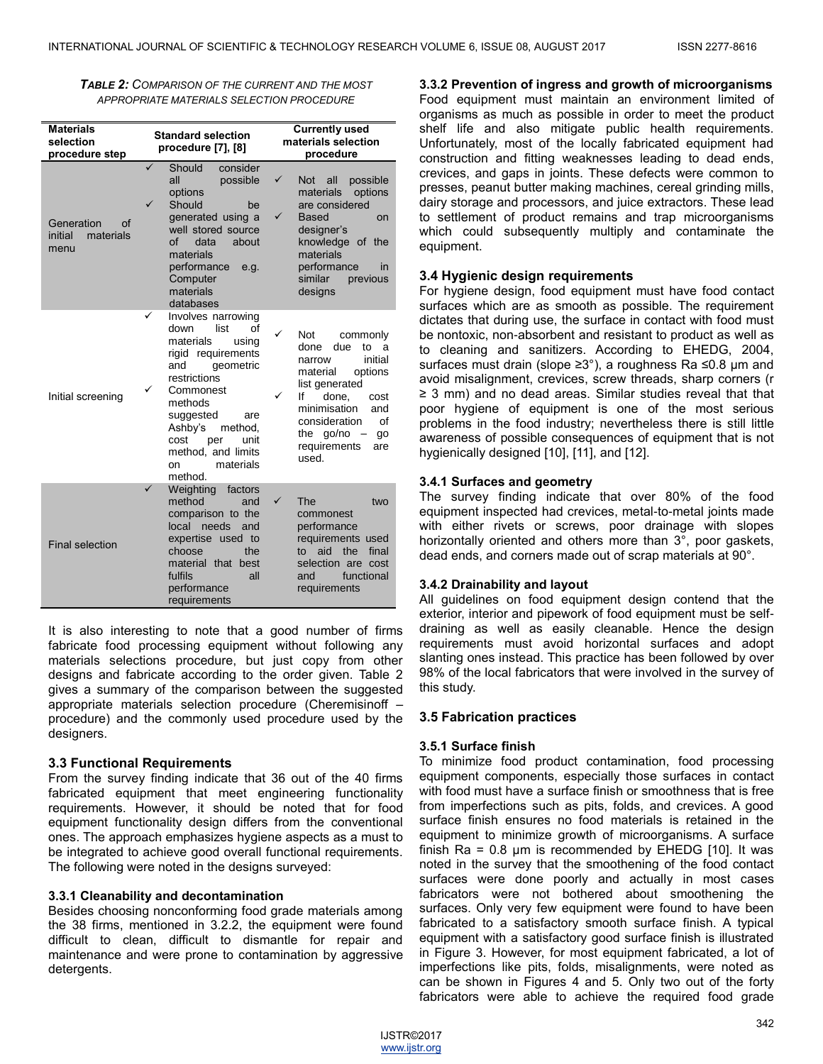***TABLE 2:** COMPARISON OF THE CURRENT AND THE MOST APPROPRIATE MATERIALS SELECTION PROCEDURE*

| Materials selection procedure step | Standard selection procedure [7], [8] | Currently used materials selection procedure |
|---|---|---|
| Generation of initial materials menu | ✓ Should consider all possible options<br>✓ Should be generated using a well stored source of data about materials performance e.g. Computer materials databases | ✓ Not all possible materials options are considered<br>✓ Based on designer's knowledge of the materials performance in similar previous designs |
| Initial screening | ✓ Involves narrowing down list of materials using rigid requirements and geometric restrictions<br>✓ Commonest methods suggested are Ashby's method, cost per unit method, and limits on materials method. | ✓ Not commonly done due to a narrow initial material options list generated<br>✓ If done, cost minimisation and consideration of the go/no – go requirements are used. |
| Final selection | ✓ Weighting factors method and comparison to the local needs and expertise used to choose the material that best fulfils all performance requirements | ✓ The two commonest performance requirements used to aid the final selection are cost and functional requirements |

It is also interesting to note that a good number of firms fabricate food processing equipment without following any materials selections procedure, but just copy from other designs and fabricate according to the order given. Table 2 gives a summary of the comparison between the suggested appropriate materials selection procedure (Cheremisinoff – procedure) and the commonly used procedure used by the designers.

### 3.3 Functional Requirements

From the survey finding indicate that 36 out of the 40 firms fabricated equipment that meet engineering functionality requirements. However, it should be noted that for food equipment functionality design differs from the conventional ones. The approach emphasizes hygiene aspects as a must to be integrated to achieve good overall functional requirements. The following were noted in the designs surveyed:

#### 3.3.1 Cleanability and decontamination

Besides choosing nonconforming food grade materials among the 38 firms, mentioned in 3.2.2, the equipment were found difficult to clean, difficult to dismantle for repair and maintenance and were prone to contamination by aggressive detergents.

#### 3.3.2 Prevention of ingress and growth of microorganisms

Food equipment must maintain an environment limited of organisms as much as possible in order to meet the product shelf life and also mitigate public health requirements. Unfortunately, most of the locally fabricated equipment had construction and fitting weaknesses leading to dead ends, crevices, and gaps in joints. These defects were common to presses, peanut butter making machines, cereal grinding mills, dairy storage and processors, and juice extractors. These lead to settlement of product remains and trap microorganisms which could subsequently multiply and contaminate the equipment.

### 3.4 Hygienic design requirements

For hygiene design, food equipment must have food contact surfaces which are as smooth as possible. The requirement dictates that during use, the surface in contact with food must be nontoxic, non-absorbent and resistant to product as well as to cleaning and sanitizers. According to EHEDG, 2004, surfaces must drain (slope ≥3°), a roughness Ra ≤0.8 µm and avoid misalignment, crevices, screw threads, sharp corners (r ≥ 3 mm) and no dead areas. Similar studies reveal that that poor hygiene of equipment is one of the most serious problems in the food industry; nevertheless there is still little awareness of possible consequences of equipment that is not hygienically designed [10], [11], and [12].

#### 3.4.1 Surfaces and geometry

The survey finding indicate that over 80% of the food equipment inspected had crevices, metal-to-metal joints made with either rivets or screws, poor drainage with slopes horizontally oriented and others more than 3°, poor gaskets, dead ends, and corners made out of scrap materials at 90°.

#### 3.4.2 Drainability and layout

All guidelines on food equipment design contend that the exterior, interior and pipework of food equipment must be self-draining as well as easily cleanable. Hence the design requirements must avoid horizontal surfaces and adopt slanting ones instead. This practice has been followed by over 98% of the local fabricators that were involved in the survey of this study.

### 3.5 Fabrication practices

#### 3.5.1 Surface finish

To minimize food product contamination, food processing equipment components, especially those surfaces in contact with food must have a surface finish or smoothness that is free from imperfections such as pits, folds, and crevices. A good surface finish ensures no food materials is retained in the equipment to minimize growth of microorganisms. A surface finish Ra = 0.8 µm is recommended by EHEDG [10]. It was noted in the survey that the smoothening of the food contact surfaces were done poorly and actually in most cases fabricators were not bothered about smoothening the surfaces. Only very few equipment were found to have been fabricated to a satisfactory smooth surface finish. A typical equipment with a satisfactory good surface finish is illustrated in Figure 3. However, for most equipment fabricated, a lot of imperfections like pits, folds, misalignments, were noted as can be shown in Figures 4 and 5. Only two out of the forty fabricators were able to achieve the required food grade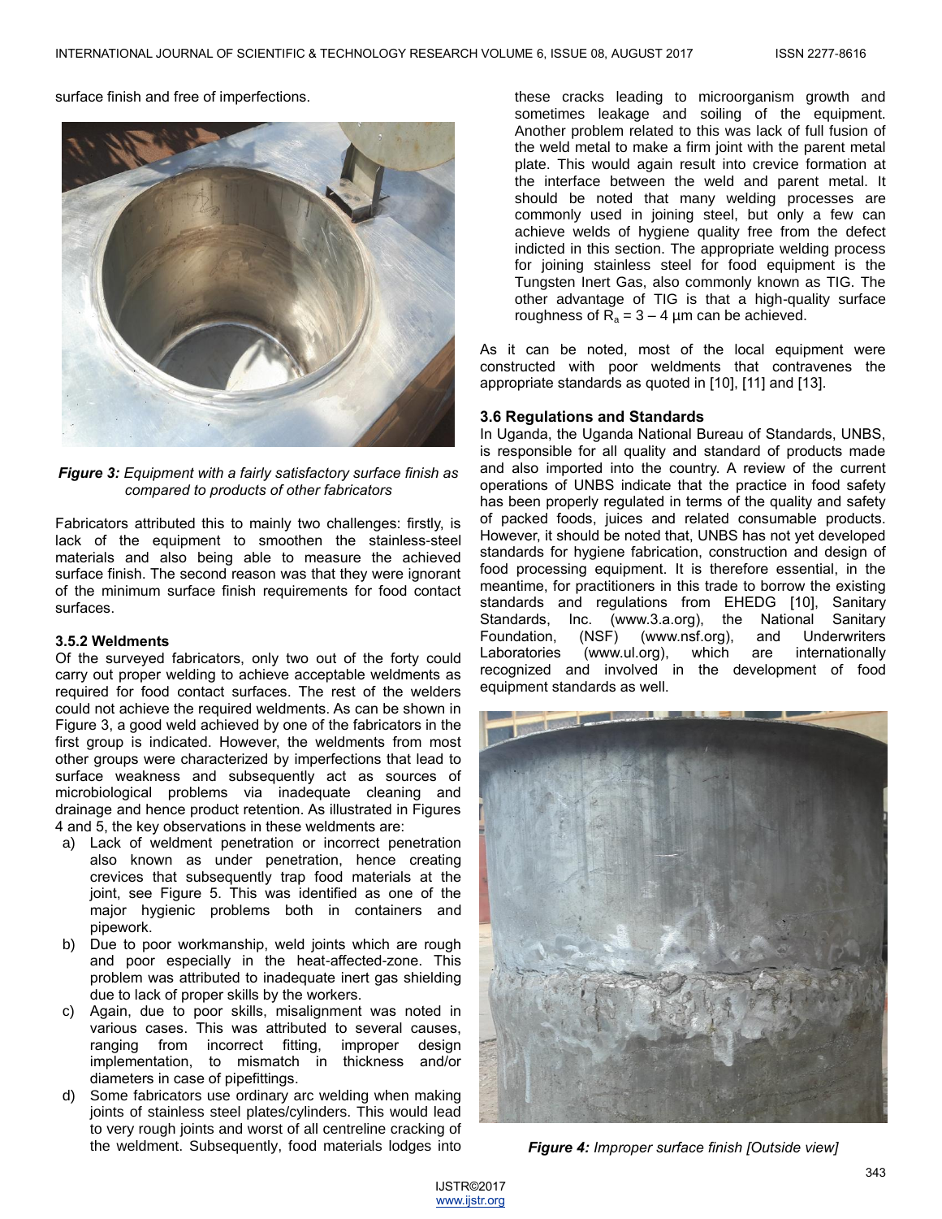surface finish and free of imperfections.

*Figure 3: Equipment with a fairly satisfactory surface finish as compared to products of other fabricators*

Fabricators attributed this to mainly two challenges: firstly, is lack of the equipment to smoothen the stainless-steel materials and also being able to measure the achieved surface finish. The second reason was that they were ignorant of the minimum surface finish requirements for food contact surfaces.

### 3.5.2 Weldments

Of the surveyed fabricators, only two out of the forty could carry out proper welding to achieve acceptable weldments as required for food contact surfaces. The rest of the welders could not achieve the required weldments. As can be shown in Figure 3, a good weld achieved by one of the fabricators in the first group is indicated. However, the weldments from most other groups were characterized by imperfections that lead to surface weakness and subsequently act as sources of microbiological problems via inadequate cleaning and drainage and hence product retention. As illustrated in Figures 4 and 5, the key observations in these weldments are:

a) Lack of weldment penetration or incorrect penetration also known as under penetration, hence creating crevices that subsequently trap food materials at the joint, see Figure 5. This was identified as one of the major hygienic problems both in containers and pipework.
b) Due to poor workmanship, weld joints which are rough and poor especially in the heat-affected-zone. This problem was attributed to inadequate inert gas shielding due to lack of proper skills by the workers.
c) Again, due to poor skills, misalignment was noted in various cases. This was attributed to several causes, ranging from incorrect fitting, improper design implementation, to mismatch in thickness and/or diameters in case of pipefittings.
d) Some fabricators use ordinary arc welding when making joints of stainless steel plates/cylinders. This would lead to very rough joints and worst of all centreline cracking of the weldment. Subsequently, food materials lodges into these cracks leading to microorganism growth and sometimes leakage and soiling of the equipment. Another problem related to this was lack of full fusion of the weld metal to make a firm joint with the parent metal plate. This would again result into crevice formation at the interface between the weld and parent metal. It should be noted that many welding processes are commonly used in joining steel, but only a few can achieve welds of hygiene quality free from the defect indicted in this section. The appropriate welding process for joining stainless steel for food equipment is the Tungsten Inert Gas, also commonly known as TIG. The other advantage of TIG is that a high-quality surface roughness of $R_a = 3 - 4$ µm can be achieved.

As it can be noted, most of the local equipment were constructed with poor weldments that contravenes the appropriate standards as quoted in [10], [11] and [13].

### 3.6 Regulations and Standards

In Uganda, the Uganda National Bureau of Standards, UNBS, is responsible for all quality and standard of products made and also imported into the country. A review of the current operations of UNBS indicate that the practice in food safety has been properly regulated in terms of the quality and safety of packed foods, juices and related consumable products. However, it should be noted that, UNBS has not yet developed standards for hygiene fabrication, construction and design of food processing equipment. It is therefore essential, in the meantime, for practitioners in this trade to borrow the existing standards and regulations from EHEDG [10], Sanitary Standards, Inc. (www.3.a.org), the National Sanitary Foundation, (NSF) (www.nsf.org), and Underwriters Laboratories (www.ul.org), which are internationally recognized and involved in the development of food equipment standards as well.

*Figure 4: Improper surface finish [Outside view]*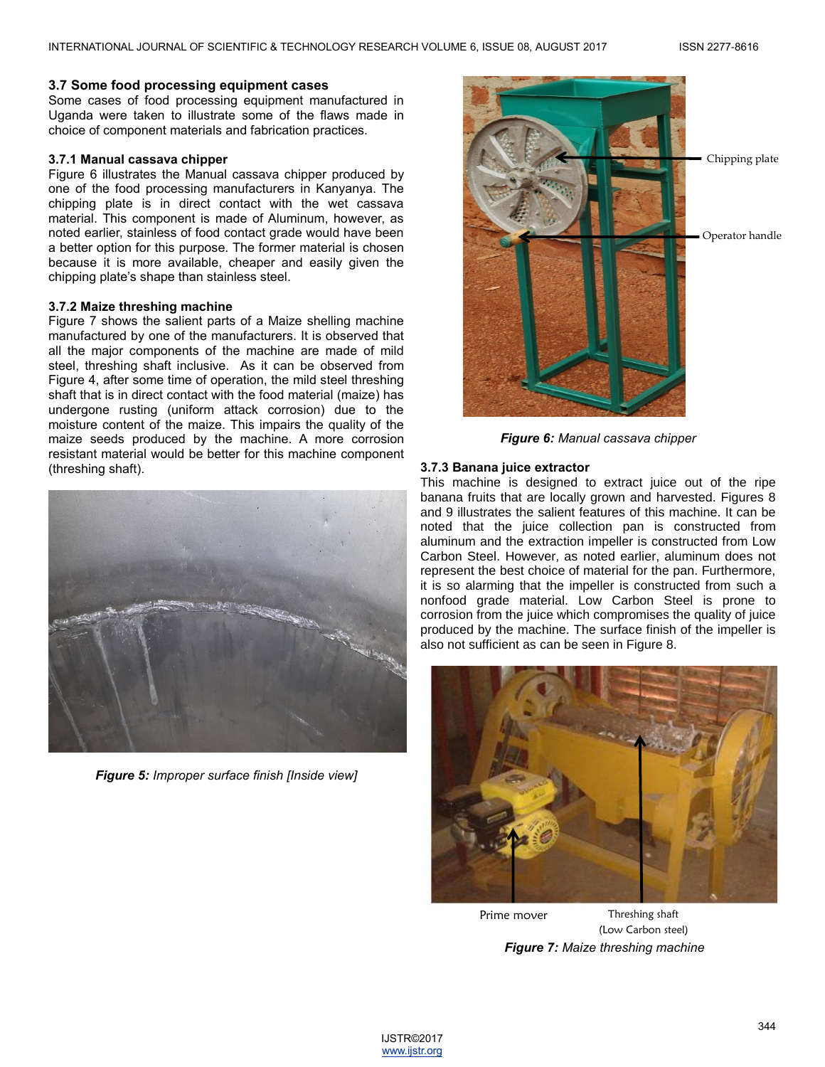### 3.7 Some food processing equipment cases

Some cases of food processing equipment manufactured in Uganda were taken to illustrate some of the flaws made in choice of component materials and fabrication practices.

#### 3.7.1 Manual cassava chipper

Figure 6 illustrates the Manual cassava chipper produced by one of the food processing manufacturers in Kanyanya. The chipping plate is in direct contact with the wet cassava material. This component is made of Aluminum, however, as noted earlier, stainless of food contact grade would have been a better option for this purpose. The former material is chosen because it is more available, cheaper and easily given the chipping plate's shape than stainless steel.

#### 3.7.2 Maize threshing machine

Figure 7 shows the salient parts of a Maize shelling machine manufactured by one of the manufacturers. It is observed that all the major components of the machine are made of mild steel, threshing shaft inclusive. As it can be observed from Figure 4, after some time of operation, the mild steel threshing shaft that is in direct contact with the food material (maize) has undergone rusting (uniform attack corrosion) due to the moisture content of the maize. This impairs the quality of the maize seeds produced by the machine. A more corrosion resistant material would be better for this machine component (threshing shaft).

***Figure 5:*** *Improper surface finish [Inside view]*

Chipping plate

Operator handle

***Figure 6:*** *Manual cassava chipper*

#### 3.7.3 Banana juice extractor

This machine is designed to extract juice out of the ripe banana fruits that are locally grown and harvested. Figures 8 and 9 illustrates the salient features of this machine. It can be noted that the juice collection pan is constructed from aluminum and the extraction impeller is constructed from Low Carbon Steel. However, as noted earlier, aluminum does not represent the best choice of material for the pan. Furthermore, it is so alarming that the impeller is constructed from such a nonfood grade material. Low Carbon Steel is prone to corrosion from the juice which compromises the quality of juice produced by the machine. The surface finish of the impeller is also not sufficient as can be seen in Figure 8.

Prime mover

Threshing shaft (Low Carbon steel)

***Figure 7:*** *Maize threshing machine*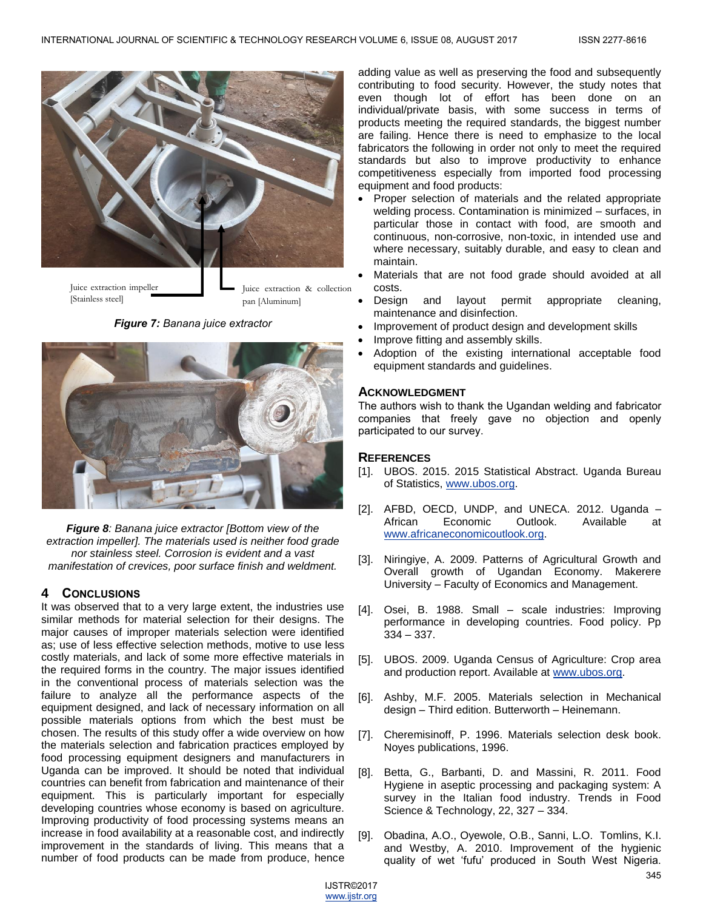Juice extraction impeller [Stainless steel]

Juice extraction & collection pan [Aluminum]

***Figure 7:*** *Banana juice extractor*

***Figure 8****: Banana juice extractor [Bottom view of the extraction impeller]. The materials used is neither food grade nor stainless steel. Corrosion is evident and a vast manifestation of crevices, poor surface finish and weldment.*

## 4 CONCLUSIONS

It was observed that to a very large extent, the industries use similar methods for material selection for their designs. The major causes of improper materials selection were identified as; use of less effective selection methods, motive to use less costly materials, and lack of some more effective materials in the required forms in the country. The major issues identified in the conventional process of materials selection was the failure to analyze all the performance aspects of the equipment designed, and lack of necessary information on all possible materials options from which the best must be chosen. The results of this study offer a wide overview on how the materials selection and fabrication practices employed by food processing equipment designers and manufacturers in Uganda can be improved. It should be noted that individual countries can benefit from fabrication and maintenance of their equipment. This is particularly important for especially developing countries whose economy is based on agriculture. Improving productivity of food processing systems means an increase in food availability at a reasonable cost, and indirectly improvement in the standards of living. This means that a number of food products can be made from produce, hence adding value as well as preserving the food and subsequently contributing to food security. However, the study notes that even though lot of effort has been done on an individual/private basis, with some success in terms of products meeting the required standards, the biggest number are failing. Hence there is need to emphasize to the local fabricators the following in order not only to meet the required standards but also to improve productivity to enhance competitiveness especially from imported food processing equipment and food products:

- Proper selection of materials and the related appropriate welding process. Contamination is minimized – surfaces, in particular those in contact with food, are smooth and continuous, non-corrosive, non-toxic, in intended use and where necessary, suitably durable, and easy to clean and maintain.
- Materials that are not food grade should avoided at all costs.
- Design and layout permit appropriate cleaning, maintenance and disinfection.
- Improvement of product design and development skills
- Improve fitting and assembly skills.
- Adoption of the existing international acceptable food equipment standards and guidelines.

## ACKNOWLEDGMENT

The authors wish to thank the Ugandan welding and fabricator companies that freely gave no objection and openly participated to our survey.

## REFERENCES

[1]. UBOS. 2015. 2015 Statistical Abstract. Uganda Bureau of Statistics, www.ubos.org.

[2]. AFBD, OECD, UNDP, and UNECA. 2012. Uganda – African Economic Outlook. Available at www.africaneconomicoutlook.org.

[3]. Niringiye, A. 2009. Patterns of Agricultural Growth and Overall growth of Ugandan Economy. Makerere University – Faculty of Economics and Management.

[4]. Osei, B. 1988. Small – scale industries: Improving performance in developing countries. Food policy. Pp 334 – 337.

[5]. UBOS. 2009. Uganda Census of Agriculture: Crop area and production report. Available at www.ubos.org.

[6]. Ashby, M.F. 2005. Materials selection in Mechanical design – Third edition. Butterworth – Heinemann.

[7]. Cheremisinoff, P. 1996. Materials selection desk book. Noyes publications, 1996.

[8]. Betta, G., Barbanti, D. and Massini, R. 2011. Food Hygiene in aseptic processing and packaging system: A survey in the Italian food industry. Trends in Food Science & Technology, 22, 327 – 334.

[9]. Obadina, A.O., Oyewole, O.B., Sanni, L.O. Tomlins, K.I. and Westby, A. 2010. Improvement of the hygienic quality of wet 'fufu' produced in South West Nigeria.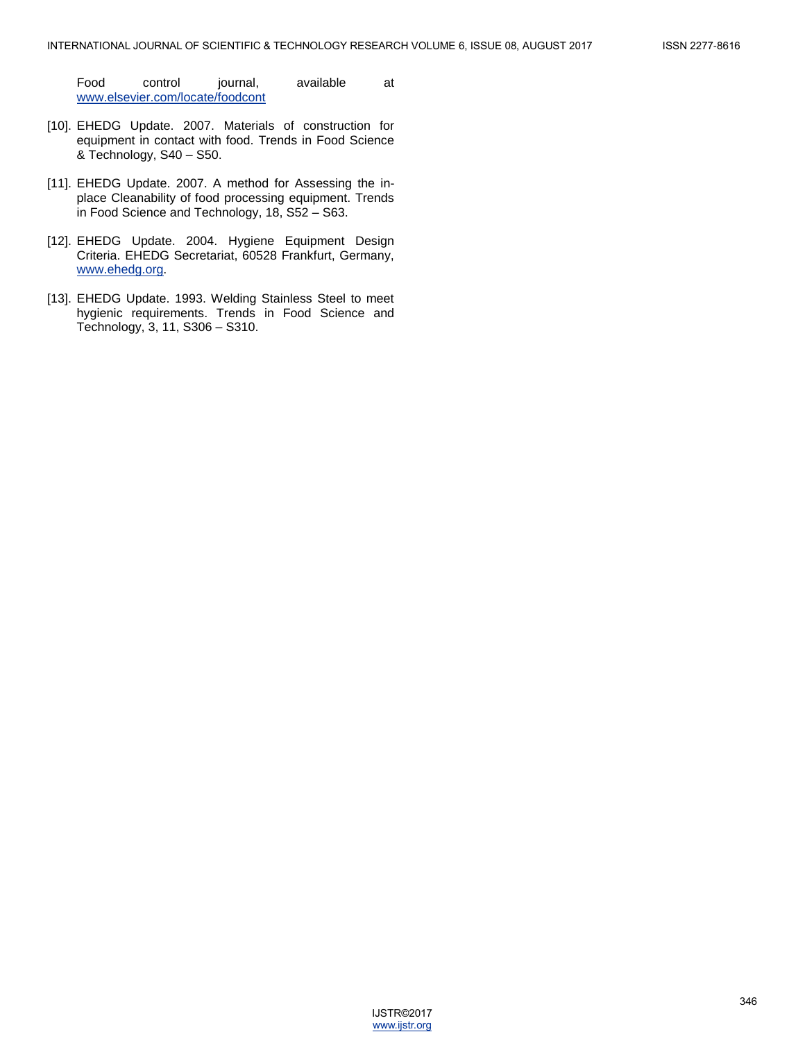Food control journal, available at www.elsevier.com/locate/foodcont

[10]. EHEDG Update. 2007. Materials of construction for equipment in contact with food. Trends in Food Science & Technology, S40 – S50.

[11]. EHEDG Update. 2007. A method for Assessing the in-place Cleanability of food processing equipment. Trends in Food Science and Technology, 18, S52 – S63.

[12]. EHEDG Update. 2004. Hygiene Equipment Design Criteria. EHEDG Secretariat, 60528 Frankfurt, Germany, www.ehedg.org.

[13]. EHEDG Update. 1993. Welding Stainless Steel to meet hygienic requirements. Trends in Food Science and Technology, 3, 11, S306 – S310.